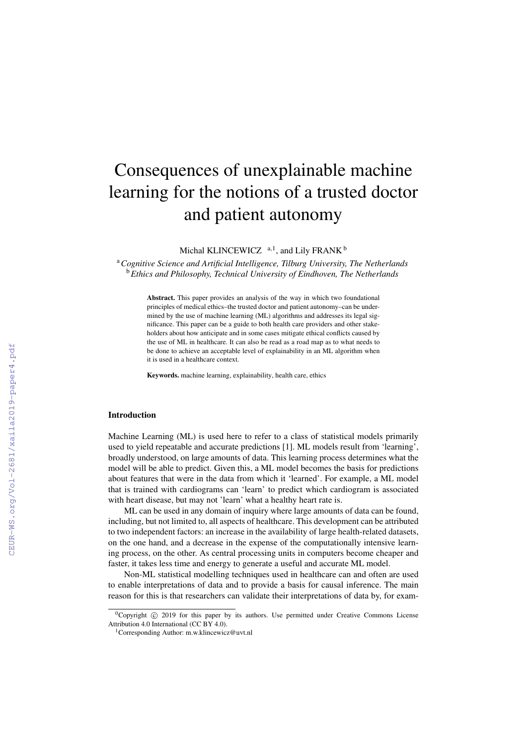# Consequences of unexplainable machine learning for the notions of a trusted doctor and patient autonomy

Michal KLINCEWICZ [a,1], and Lily FRANK [b]

[a] *Cognitive Science and Artificial Intelligence, Tilburg University, The Netherlands*
[b] *Ethics and Philosophy, Technical University of Eindhoven, The Netherlands*

**Abstract.** This paper provides an analysis of the way in which two foundational principles of medical ethics–the trusted doctor and patient autonomy–can be undermined by the use of machine learning (ML) algorithms and addresses its legal significance. This paper can be a guide to both health care providers and other stakeholders about how anticipate and in some cases mitigate ethical conflicts caused by the use of ML in healthcare. It can also be read as a road map as to what needs to be done to achieve an acceptable level of explainability in an ML algorithm when it is used in a healthcare context.

**Keywords.** machine learning, explainability, health care, ethics

## Introduction

Machine Learning (ML) is used here to refer to a class of statistical models primarily used to yield repeatable and accurate predictions [1]. ML models result from 'learning', broadly understood, on large amounts of data. This learning process determines what the model will be able to predict. Given this, a ML model becomes the basis for predictions about features that were in the data from which it 'learned'. For example, a ML model that is trained with cardiograms can 'learn' to predict which cardiogram is associated with heart disease, but may not 'learn' what a healthy heart rate is.

ML can be used in any domain of inquiry where large amounts of data can be found, including, but not limited to, all aspects of healthcare. This development can be attributed to two independent factors: an increase in the availability of large health-related datasets, on the one hand, and a decrease in the expense of the computationally intensive learning process, on the other. As central processing units in computers become cheaper and faster, it takes less time and energy to generate a useful and accurate ML model.

Non-ML statistical modelling techniques used in healthcare can and often are used to enable interpretations of data and to provide a basis for causal inference. The main reason for this is that researchers can validate their interpretations of data by, for exam-

[0] Copyright © 2019 for this paper by its authors. Use permitted under Creative Commons License Attribution 4.0 International (CC BY 4.0).

[1] Corresponding Author: m.w.klincewicz@uvt.nl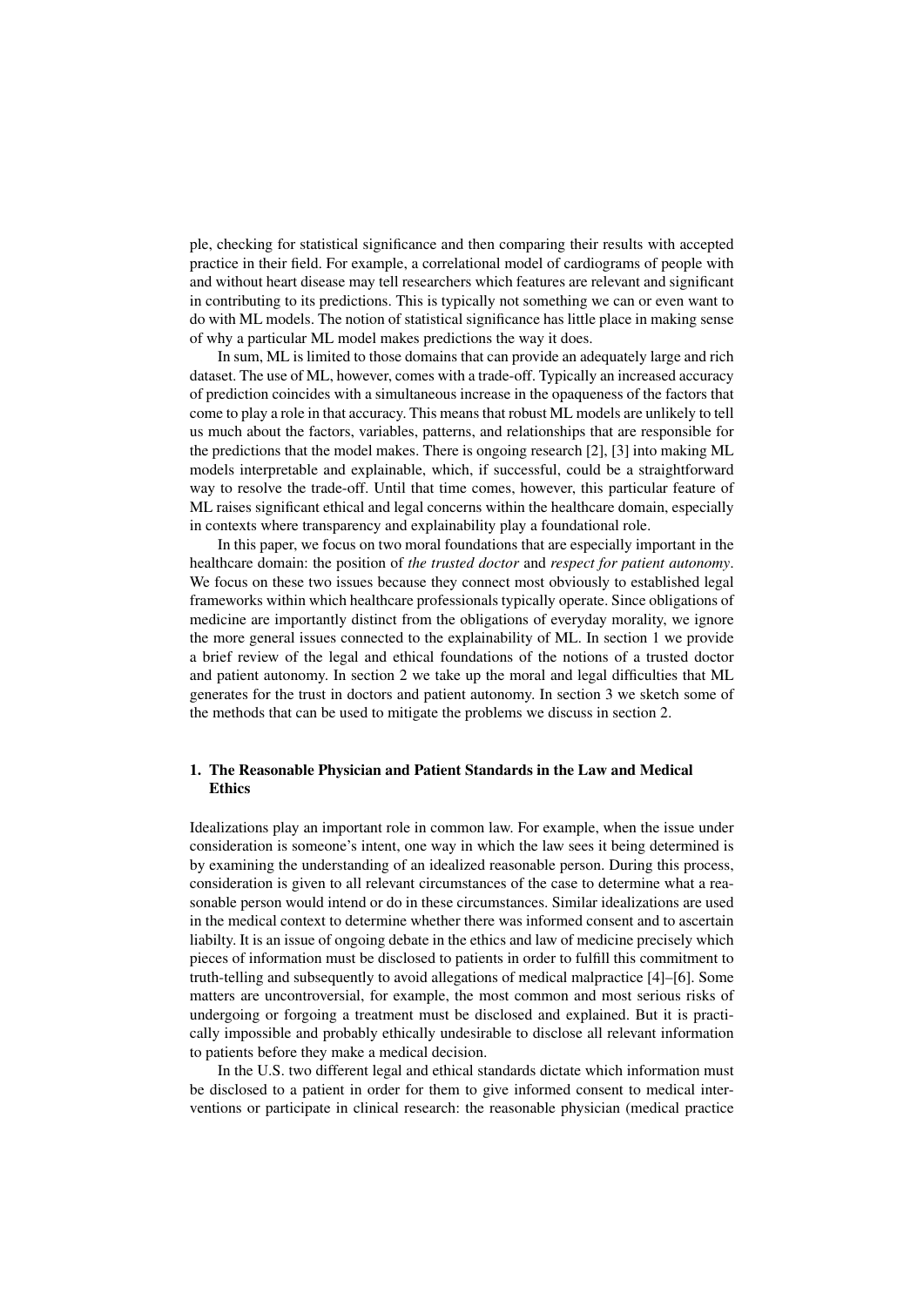ple, checking for statistical significance and then comparing their results with accepted practice in their field. For example, a correlational model of cardiograms of people with and without heart disease may tell researchers which features are relevant and significant in contributing to its predictions. This is typically not something we can or even want to do with ML models. The notion of statistical significance has little place in making sense of why a particular ML model makes predictions the way it does.

In sum, ML is limited to those domains that can provide an adequately large and rich dataset. The use of ML, however, comes with a trade-off. Typically an increased accuracy of prediction coincides with a simultaneous increase in the opaqueness of the factors that come to play a role in that accuracy. This means that robust ML models are unlikely to tell us much about the factors, variables, patterns, and relationships that are responsible for the predictions that the model makes. There is ongoing research [2], [3] into making ML models interpretable and explainable, which, if successful, could be a straightforward way to resolve the trade-off. Until that time comes, however, this particular feature of ML raises significant ethical and legal concerns within the healthcare domain, especially in contexts where transparency and explainability play a foundational role.

In this paper, we focus on two moral foundations that are especially important in the healthcare domain: the position of *the trusted doctor* and *respect for patient autonomy*. We focus on these two issues because they connect most obviously to established legal frameworks within which healthcare professionals typically operate. Since obligations of medicine are importantly distinct from the obligations of everyday morality, we ignore the more general issues connected to the explainability of ML. In section 1 we provide a brief review of the legal and ethical foundations of the notions of a trusted doctor and patient autonomy. In section 2 we take up the moral and legal difficulties that ML generates for the trust in doctors and patient autonomy. In section 3 we sketch some of the methods that can be used to mitigate the problems we discuss in section 2.

## 1. The Reasonable Physician and Patient Standards in the Law and Medical Ethics

Idealizations play an important role in common law. For example, when the issue under consideration is someone's intent, one way in which the law sees it being determined is by examining the understanding of an idealized reasonable person. During this process, consideration is given to all relevant circumstances of the case to determine what a reasonable person would intend or do in these circumstances. Similar idealizations are used in the medical context to determine whether there was informed consent and to ascertain liabilty. It is an issue of ongoing debate in the ethics and law of medicine precisely which pieces of information must be disclosed to patients in order to fulfill this commitment to truth-telling and subsequently to avoid allegations of medical malpractice [4]–[6]. Some matters are uncontroversial, for example, the most common and most serious risks of undergoing or forgoing a treatment must be disclosed and explained. But it is practically impossible and probably ethically undesirable to disclose all relevant information to patients before they make a medical decision.

In the U.S. two different legal and ethical standards dictate which information must be disclosed to a patient in order for them to give informed consent to medical interventions or participate in clinical research: the reasonable physician (medical practice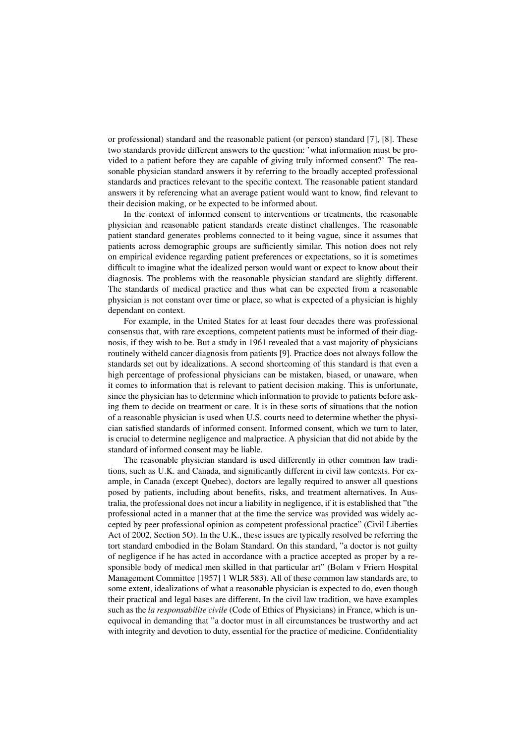or professional) standard and the reasonable patient (or person) standard [7], [8]. These two standards provide different answers to the question: 'what information must be provided to a patient before they are capable of giving truly informed consent?' The reasonable physician standard answers it by referring to the broadly accepted professional standards and practices relevant to the specific context. The reasonable patient standard answers it by referencing what an average patient would want to know, find relevant to their decision making, or be expected to be informed about.

In the context of informed consent to interventions or treatments, the reasonable physician and reasonable patient standards create distinct challenges. The reasonable patient standard generates problems connected to it being vague, since it assumes that patients across demographic groups are sufficiently similar. This notion does not rely on empirical evidence regarding patient preferences or expectations, so it is sometimes difficult to imagine what the idealized person would want or expect to know about their diagnosis. The problems with the reasonable physician standard are slightly different. The standards of medical practice and thus what can be expected from a reasonable physician is not constant over time or place, so what is expected of a physician is highly dependant on context.

For example, in the United States for at least four decades there was professional consensus that, with rare exceptions, competent patients must be informed of their diagnosis, if they wish to be. But a study in 1961 revealed that a vast majority of physicians routinely witheld cancer diagnosis from patients [9]. Practice does not always follow the standards set out by idealizations. A second shortcoming of this standard is that even a high percentage of professional physicians can be mistaken, biased, or unaware, when it comes to information that is relevant to patient decision making. This is unfortunate, since the physician has to determine which information to provide to patients before asking them to decide on treatment or care. It is in these sorts of situations that the notion of a reasonable physician is used when U.S. courts need to determine whether the physician satisfied standards of informed consent. Informed consent, which we turn to later, is crucial to determine negligence and malpractice. A physician that did not abide by the standard of informed consent may be liable.

The reasonable physician standard is used differently in other common law traditions, such as U.K. and Canada, and significantly different in civil law contexts. For example, in Canada (except Quebec), doctors are legally required to answer all questions posed by patients, including about benefits, risks, and treatment alternatives. In Australia, the professional does not incur a liability in negligence, if it is established that "the professional acted in a manner that at the time the service was provided was widely accepted by peer professional opinion as competent professional practice" (Civil Liberties Act of 2002, Section 5O). In the U.K., these issues are typically resolved be referring the tort standard embodied in the Bolam Standard. On this standard, "a doctor is not guilty of negligence if he has acted in accordance with a practice accepted as proper by a responsible body of medical men skilled in that particular art" (Bolam v Friern Hospital Management Committee [1957] 1 WLR 583). All of these common law standards are, to some extent, idealizations of what a reasonable physician is expected to do, even though their practical and legal bases are different. In the civil law tradition, we have examples such as the *la responsabilite civile* (Code of Ethics of Physicians) in France, which is unequivocal in demanding that "a doctor must in all circumstances be trustworthy and act with integrity and devotion to duty, essential for the practice of medicine. Confidentiality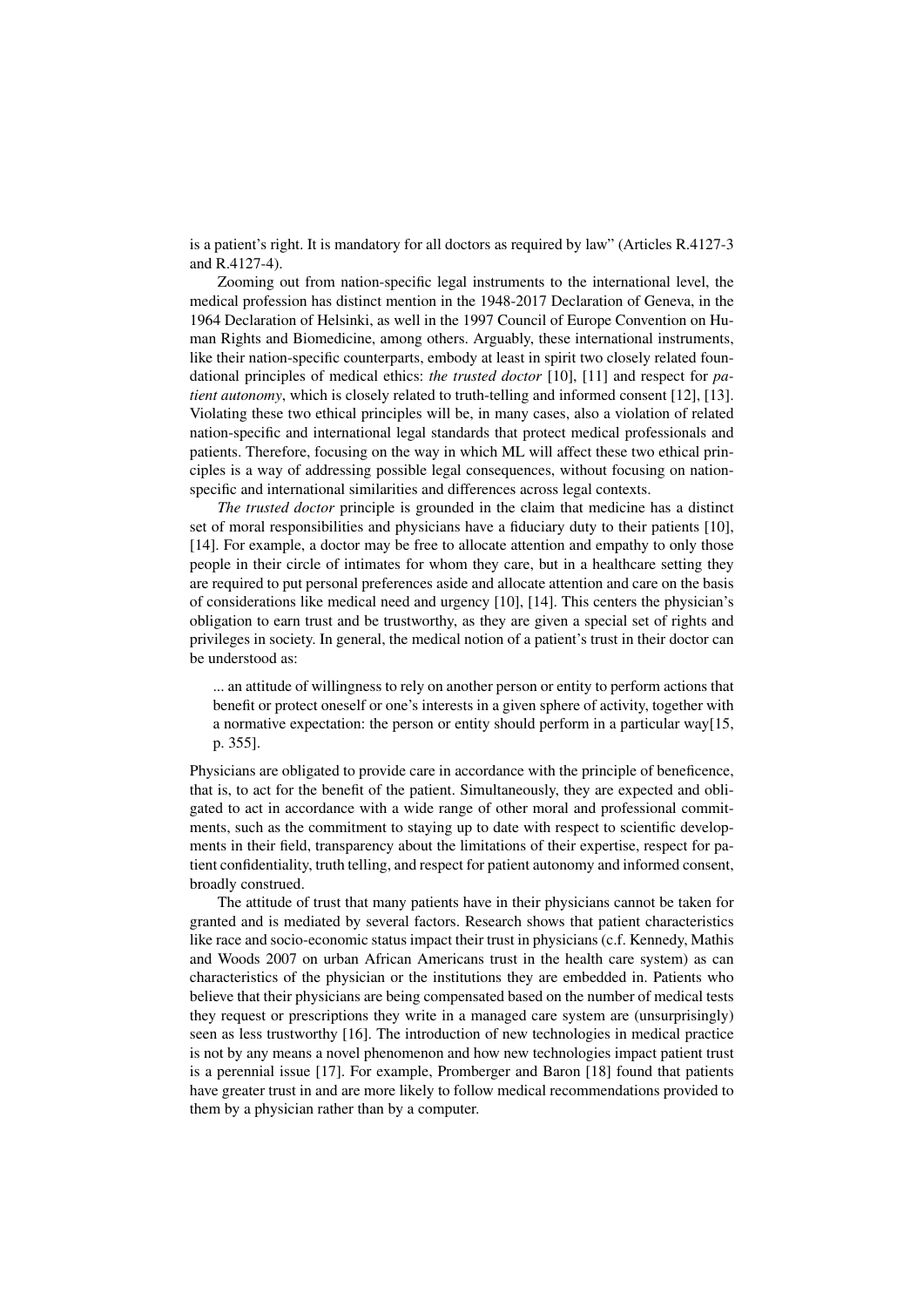is a patient's right. It is mandatory for all doctors as required by law" (Articles R.4127-3 and R.4127-4).

Zooming out from nation-specific legal instruments to the international level, the medical profession has distinct mention in the 1948-2017 Declaration of Geneva, in the 1964 Declaration of Helsinki, as well in the 1997 Council of Europe Convention on Human Rights and Biomedicine, among others. Arguably, these international instruments, like their nation-specific counterparts, embody at least in spirit two closely related foundational principles of medical ethics: *the trusted doctor* [10], [11] and respect for *patient autonomy*, which is closely related to truth-telling and informed consent [12], [13]. Violating these two ethical principles will be, in many cases, also a violation of related nation-specific and international legal standards that protect medical professionals and patients. Therefore, focusing on the way in which ML will affect these two ethical principles is a way of addressing possible legal consequences, without focusing on nation-specific and international similarities and differences across legal contexts.

*The trusted doctor* principle is grounded in the claim that medicine has a distinct set of moral responsibilities and physicians have a fiduciary duty to their patients [10], [14]. For example, a doctor may be free to allocate attention and empathy to only those people in their circle of intimates for whom they care, but in a healthcare setting they are required to put personal preferences aside and allocate attention and care on the basis of considerations like medical need and urgency [10], [14]. This centers the physician's obligation to earn trust and be trustworthy, as they are given a special set of rights and privileges in society. In general, the medical notion of a patient's trust in their doctor can be understood as:

> ... an attitude of willingness to rely on another person or entity to perform actions that benefit or protect oneself or one's interests in a given sphere of activity, together with a normative expectation: the person or entity should perform in a particular way[15, p. 355].

Physicians are obligated to provide care in accordance with the principle of beneficence, that is, to act for the benefit of the patient. Simultaneously, they are expected and obligated to act in accordance with a wide range of other moral and professional commitments, such as the commitment to staying up to date with respect to scientific developments in their field, transparency about the limitations of their expertise, respect for patient confidentiality, truth telling, and respect for patient autonomy and informed consent, broadly construed.

The attitude of trust that many patients have in their physicians cannot be taken for granted and is mediated by several factors. Research shows that patient characteristics like race and socio-economic status impact their trust in physicians (c.f. Kennedy, Mathis and Woods 2007 on urban African Americans trust in the health care system) as can characteristics of the physician or the institutions they are embedded in. Patients who believe that their physicians are being compensated based on the number of medical tests they request or prescriptions they write in a managed care system are (unsurprisingly) seen as less trustworthy [16]. The introduction of new technologies in medical practice is not by any means a novel phenomenon and how new technologies impact patient trust is a perennial issue [17]. For example, Promberger and Baron [18] found that patients have greater trust in and are more likely to follow medical recommendations provided to them by a physician rather than by a computer.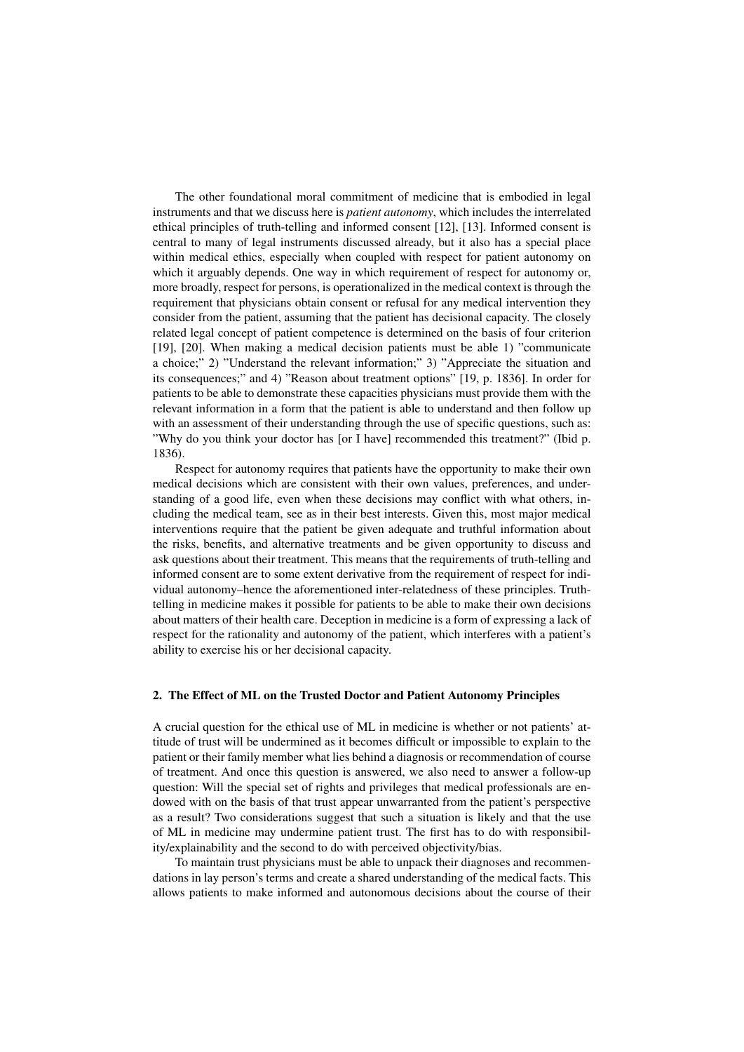The other foundational moral commitment of medicine that is embodied in legal instruments and that we discuss here is *patient autonomy*, which includes the interrelated ethical principles of truth-telling and informed consent [12], [13]. Informed consent is central to many of legal instruments discussed already, but it also has a special place within medical ethics, especially when coupled with respect for patient autonomy on which it arguably depends. One way in which requirement of respect for autonomy or, more broadly, respect for persons, is operationalized in the medical context is through the requirement that physicians obtain consent or refusal for any medical intervention they consider from the patient, assuming that the patient has decisional capacity. The closely related legal concept of patient competence is determined on the basis of four criterion [19], [20]. When making a medical decision patients must be able 1) "communicate a choice;" 2) "Understand the relevant information;" 3) "Appreciate the situation and its consequences;" and 4) "Reason about treatment options" [19, p. 1836]. In order for patients to be able to demonstrate these capacities physicians must provide them with the relevant information in a form that the patient is able to understand and then follow up with an assessment of their understanding through the use of specific questions, such as: "Why do you think your doctor has [or I have] recommended this treatment?" (Ibid p. 1836).

Respect for autonomy requires that patients have the opportunity to make their own medical decisions which are consistent with their own values, preferences, and understanding of a good life, even when these decisions may conflict with what others, including the medical team, see as in their best interests. Given this, most major medical interventions require that the patient be given adequate and truthful information about the risks, benefits, and alternative treatments and be given opportunity to discuss and ask questions about their treatment. This means that the requirements of truth-telling and informed consent are to some extent derivative from the requirement of respect for individual autonomy–hence the aforementioned inter-relatedness of these principles. Truth-telling in medicine makes it possible for patients to be able to make their own decisions about matters of their health care. Deception in medicine is a form of expressing a lack of respect for the rationality and autonomy of the patient, which interferes with a patient's ability to exercise his or her decisional capacity.

## 2. The Effect of ML on the Trusted Doctor and Patient Autonomy Principles

A crucial question for the ethical use of ML in medicine is whether or not patients' attitude of trust will be undermined as it becomes difficult or impossible to explain to the patient or their family member what lies behind a diagnosis or recommendation of course of treatment. And once this question is answered, we also need to answer a follow-up question: Will the special set of rights and privileges that medical professionals are endowed with on the basis of that trust appear unwarranted from the patient's perspective as a result? Two considerations suggest that such a situation is likely and that the use of ML in medicine may undermine patient trust. The first has to do with responsibility/explainability and the second to do with perceived objectivity/bias.

To maintain trust physicians must be able to unpack their diagnoses and recommendations in lay person's terms and create a shared understanding of the medical facts. This allows patients to make informed and autonomous decisions about the course of their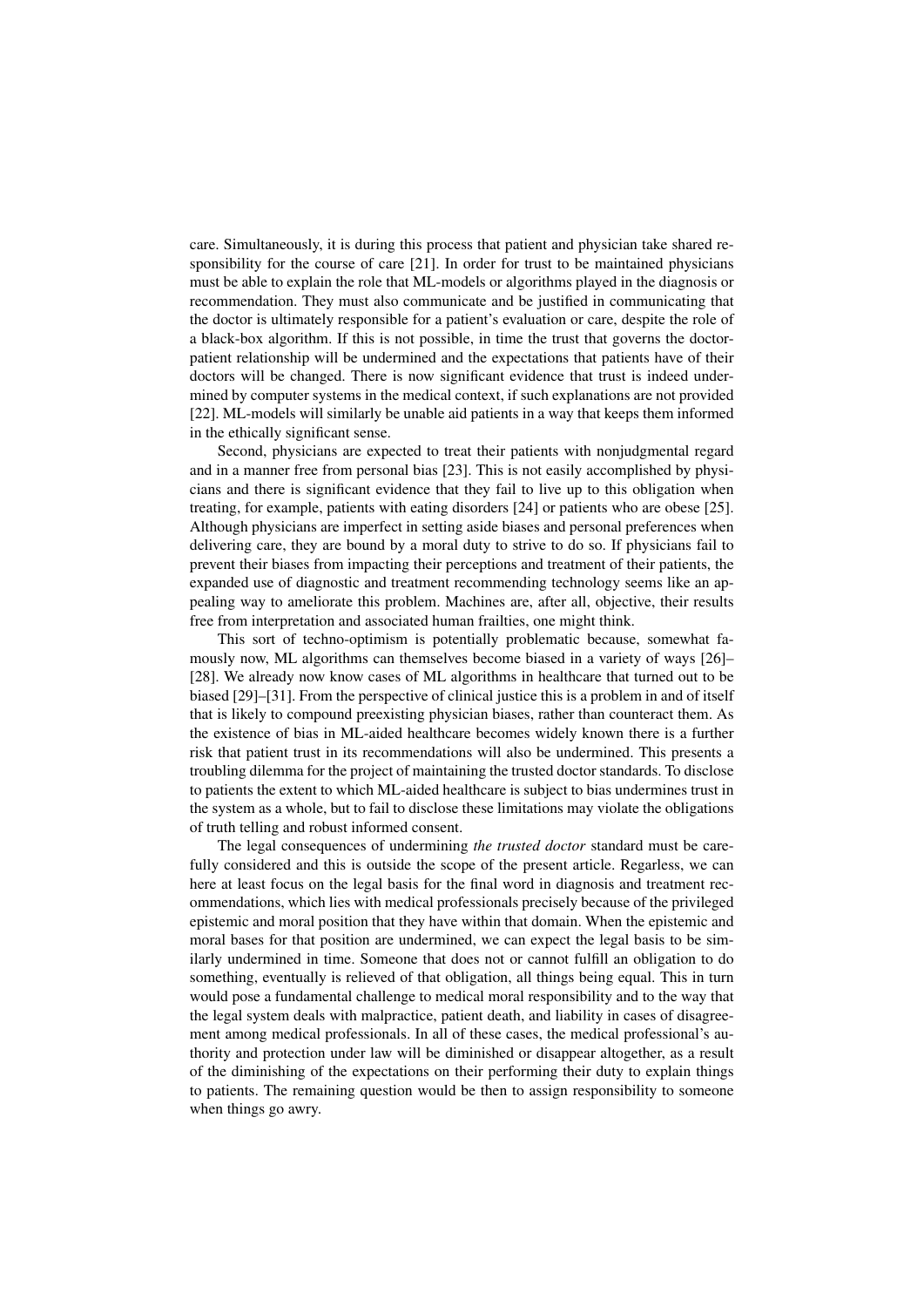care. Simultaneously, it is during this process that patient and physician take shared responsibility for the course of care [21]. In order for trust to be maintained physicians must be able to explain the role that ML-models or algorithms played in the diagnosis or recommendation. They must also communicate and be justified in communicating that the doctor is ultimately responsible for a patient's evaluation or care, despite the role of a black-box algorithm. If this is not possible, in time the trust that governs the doctor-patient relationship will be undermined and the expectations that patients have of their doctors will be changed. There is now significant evidence that trust is indeed undermined by computer systems in the medical context, if such explanations are not provided [22]. ML-models will similarly be unable aid patients in a way that keeps them informed in the ethically significant sense.

Second, physicians are expected to treat their patients with nonjudgmental regard and in a manner free from personal bias [23]. This is not easily accomplished by physicians and there is significant evidence that they fail to live up to this obligation when treating, for example, patients with eating disorders [24] or patients who are obese [25]. Although physicians are imperfect in setting aside biases and personal preferences when delivering care, they are bound by a moral duty to strive to do so. If physicians fail to prevent their biases from impacting their perceptions and treatment of their patients, the expanded use of diagnostic and treatment recommending technology seems like an appealing way to ameliorate this problem. Machines are, after all, objective, their results free from interpretation and associated human frailties, one might think.

This sort of techno-optimism is potentially problematic because, somewhat famously now, ML algorithms can themselves become biased in a variety of ways [26]–[28]. We already now know cases of ML algorithms in healthcare that turned out to be biased [29]–[31]. From the perspective of clinical justice this is a problem in and of itself that is likely to compound preexisting physician biases, rather than counteract them. As the existence of bias in ML-aided healthcare becomes widely known there is a further risk that patient trust in its recommendations will also be undermined. This presents a troubling dilemma for the project of maintaining the trusted doctor standards. To disclose to patients the extent to which ML-aided healthcare is subject to bias undermines trust in the system as a whole, but to fail to disclose these limitations may violate the obligations of truth telling and robust informed consent.

The legal consequences of undermining *the trusted doctor* standard must be carefully considered and this is outside the scope of the present article. Regarless, we can here at least focus on the legal basis for the final word in diagnosis and treatment recommendations, which lies with medical professionals precisely because of the privileged epistemic and moral position that they have within that domain. When the epistemic and moral bases for that position are undermined, we can expect the legal basis to be similarly undermined in time. Someone that does not or cannot fulfill an obligation to do something, eventually is relieved of that obligation, all things being equal. This in turn would pose a fundamental challenge to medical moral responsibility and to the way that the legal system deals with malpractice, patient death, and liability in cases of disagreement among medical professionals. In all of these cases, the medical professional's authority and protection under law will be diminished or disappear altogether, as a result of the diminishing of the expectations on their performing their duty to explain things to patients. The remaining question would be then to assign responsibility to someone when things go awry.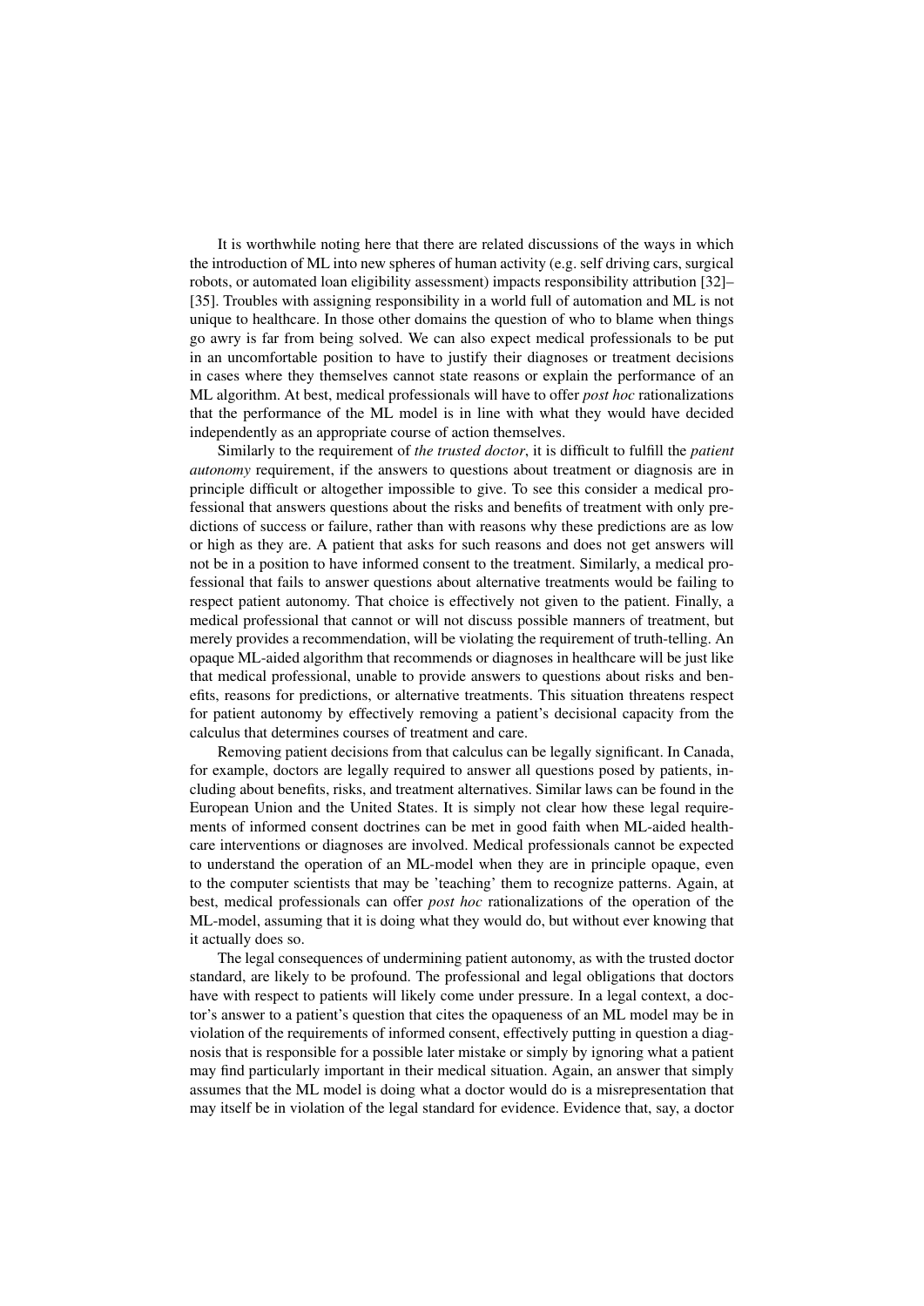It is worthwhile noting here that there are related discussions of the ways in which the introduction of ML into new spheres of human activity (e.g. self driving cars, surgical robots, or automated loan eligibility assessment) impacts responsibility attribution [32]–[35]. Troubles with assigning responsibility in a world full of automation and ML is not unique to healthcare. In those other domains the question of who to blame when things go awry is far from being solved. We can also expect medical professionals to be put in an uncomfortable position to have to justify their diagnoses or treatment decisions in cases where they themselves cannot state reasons or explain the performance of an ML algorithm. At best, medical professionals will have to offer *post hoc* rationalizations that the performance of the ML model is in line with what they would have decided independently as an appropriate course of action themselves.

Similarly to the requirement of *the trusted doctor*, it is difficult to fulfill the *patient autonomy* requirement, if the answers to questions about treatment or diagnosis are in principle difficult or altogether impossible to give. To see this consider a medical professional that answers questions about the risks and benefits of treatment with only predictions of success or failure, rather than with reasons why these predictions are as low or high as they are. A patient that asks for such reasons and does not get answers will not be in a position to have informed consent to the treatment. Similarly, a medical professional that fails to answer questions about alternative treatments would be failing to respect patient autonomy. That choice is effectively not given to the patient. Finally, a medical professional that cannot or will not discuss possible manners of treatment, but merely provides a recommendation, will be violating the requirement of truth-telling. An opaque ML-aided algorithm that recommends or diagnoses in healthcare will be just like that medical professional, unable to provide answers to questions about risks and benefits, reasons for predictions, or alternative treatments. This situation threatens respect for patient autonomy by effectively removing a patient's decisional capacity from the calculus that determines courses of treatment and care.

Removing patient decisions from that calculus can be legally significant. In Canada, for example, doctors are legally required to answer all questions posed by patients, including about benefits, risks, and treatment alternatives. Similar laws can be found in the European Union and the United States. It is simply not clear how these legal requirements of informed consent doctrines can be met in good faith when ML-aided healthcare interventions or diagnoses are involved. Medical professionals cannot be expected to understand the operation of an ML-model when they are in principle opaque, even to the computer scientists that may be 'teaching' them to recognize patterns. Again, at best, medical professionals can offer *post hoc* rationalizations of the operation of the ML-model, assuming that it is doing what they would do, but without ever knowing that it actually does so.

The legal consequences of undermining patient autonomy, as with the trusted doctor standard, are likely to be profound. The professional and legal obligations that doctors have with respect to patients will likely come under pressure. In a legal context, a doctor's answer to a patient's question that cites the opaqueness of an ML model may be in violation of the requirements of informed consent, effectively putting in question a diagnosis that is responsible for a possible later mistake or simply by ignoring what a patient may find particularly important in their medical situation. Again, an answer that simply assumes that the ML model is doing what a doctor would do is a misrepresentation that may itself be in violation of the legal standard for evidence. Evidence that, say, a doctor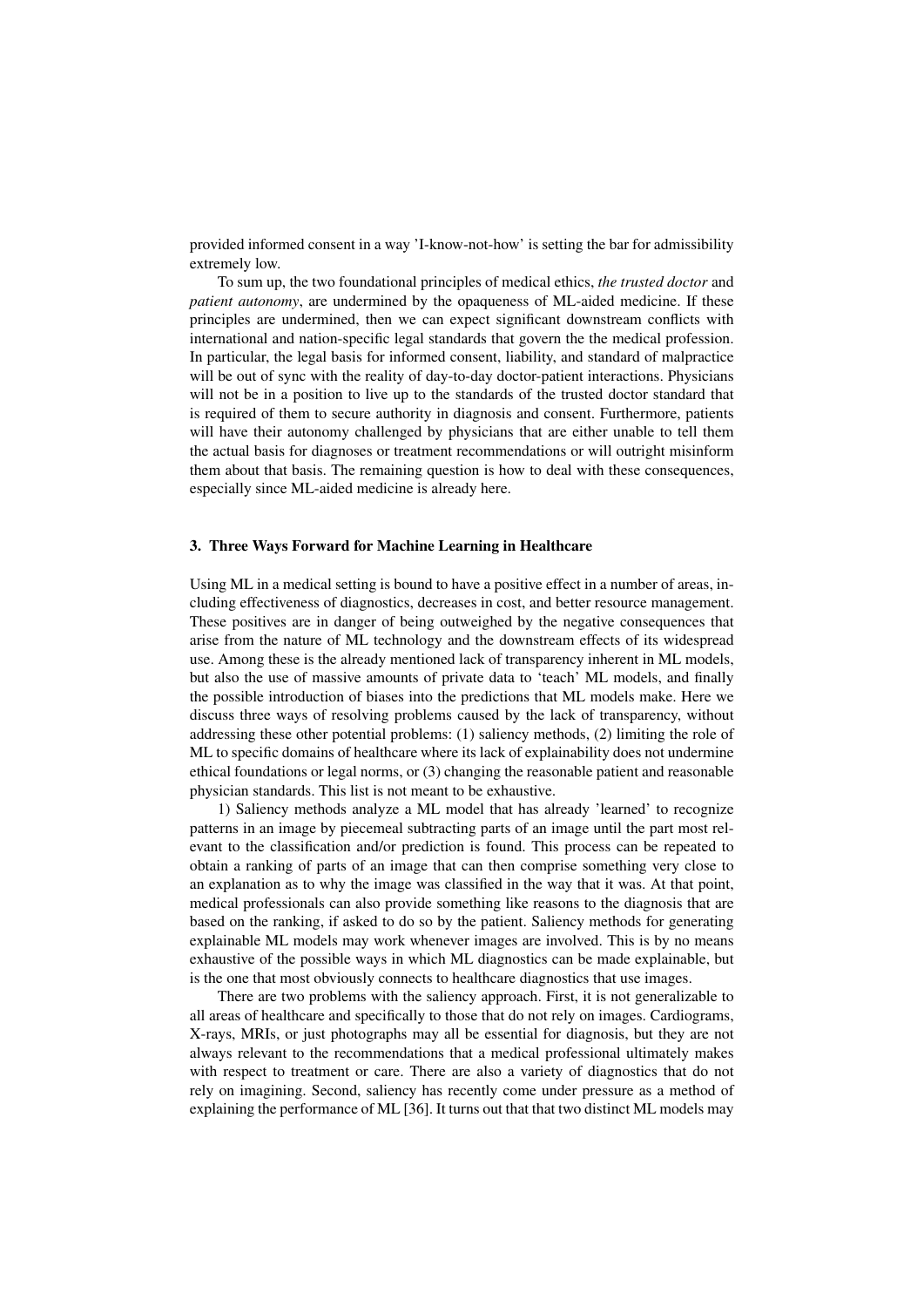provided informed consent in a way 'I-know-not-how' is setting the bar for admissibility extremely low.

To sum up, the two foundational principles of medical ethics, *the trusted doctor* and *patient autonomy*, are undermined by the opaqueness of ML-aided medicine. If these principles are undermined, then we can expect significant downstream conflicts with international and nation-specific legal standards that govern the the medical profession. In particular, the legal basis for informed consent, liability, and standard of malpractice will be out of sync with the reality of day-to-day doctor-patient interactions. Physicians will not be in a position to live up to the standards of the trusted doctor standard that is required of them to secure authority in diagnosis and consent. Furthermore, patients will have their autonomy challenged by physicians that are either unable to tell them the actual basis for diagnoses or treatment recommendations or will outright misinform them about that basis. The remaining question is how to deal with these consequences, especially since ML-aided medicine is already here.

## 3. Three Ways Forward for Machine Learning in Healthcare

Using ML in a medical setting is bound to have a positive effect in a number of areas, including effectiveness of diagnostics, decreases in cost, and better resource management. These positives are in danger of being outweighed by the negative consequences that arise from the nature of ML technology and the downstream effects of its widespread use. Among these is the already mentioned lack of transparency inherent in ML models, but also the use of massive amounts of private data to 'teach' ML models, and finally the possible introduction of biases into the predictions that ML models make. Here we discuss three ways of resolving problems caused by the lack of transparency, without addressing these other potential problems: (1) saliency methods, (2) limiting the role of ML to specific domains of healthcare where its lack of explainability does not undermine ethical foundations or legal norms, or (3) changing the reasonable patient and reasonable physician standards. This list is not meant to be exhaustive.

1) Saliency methods analyze a ML model that has already 'learned' to recognize patterns in an image by piecemeal subtracting parts of an image until the part most relevant to the classification and/or prediction is found. This process can be repeated to obtain a ranking of parts of an image that can then comprise something very close to an explanation as to why the image was classified in the way that it was. At that point, medical professionals can also provide something like reasons to the diagnosis that are based on the ranking, if asked to do so by the patient. Saliency methods for generating explainable ML models may work whenever images are involved. This is by no means exhaustive of the possible ways in which ML diagnostics can be made explainable, but is the one that most obviously connects to healthcare diagnostics that use images.

There are two problems with the saliency approach. First, it is not generalizable to all areas of healthcare and specifically to those that do not rely on images. Cardiograms, X-rays, MRIs, or just photographs may all be essential for diagnosis, but they are not always relevant to the recommendations that a medical professional ultimately makes with respect to treatment or care. There are also a variety of diagnostics that do not rely on imagining. Second, saliency has recently come under pressure as a method of explaining the performance of ML [36]. It turns out that that two distinct ML models may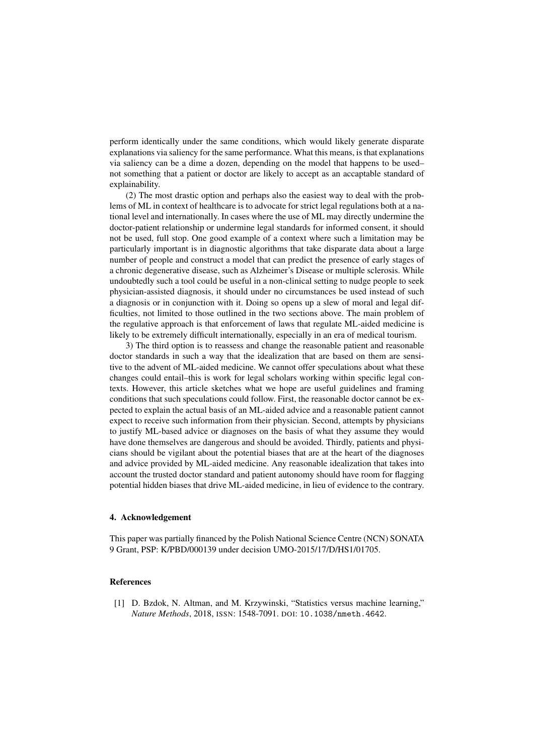perform identically under the same conditions, which would likely generate disparate explanations via saliency for the same performance. What this means, is that explanations via saliency can be a dime a dozen, depending on the model that happens to be used– not something that a patient or doctor are likely to accept as an accaptable standard of explainability.

(2) The most drastic option and perhaps also the easiest way to deal with the problems of ML in context of healthcare is to advocate for strict legal regulations both at a national level and internationally. In cases where the use of ML may directly undermine the doctor-patient relationship or undermine legal standards for informed consent, it should not be used, full stop. One good example of a context where such a limitation may be particularly important is in diagnostic algorithms that take disparate data about a large number of people and construct a model that can predict the presence of early stages of a chronic degenerative disease, such as Alzheimer's Disease or multiple sclerosis. While undoubtedly such a tool could be useful in a non-clinical setting to nudge people to seek physician-assisted diagnosis, it should under no circumstances be used instead of such a diagnosis or in conjunction with it. Doing so opens up a slew of moral and legal difficulties, not limited to those outlined in the two sections above. The main problem of the regulative approach is that enforcement of laws that regulate ML-aided medicine is likely to be extremely difficult internationally, especially in an era of medical tourism.

3) The third option is to reassess and change the reasonable patient and reasonable doctor standards in such a way that the idealization that are based on them are sensitive to the advent of ML-aided medicine. We cannot offer speculations about what these changes could entail–this is work for legal scholars working within specific legal contexts. However, this article sketches what we hope are useful guidelines and framing conditions that such speculations could follow. First, the reasonable doctor cannot be expected to explain the actual basis of an ML-aided advice and a reasonable patient cannot expect to receive such information from their physician. Second, attempts by physicians to justify ML-based advice or diagnoses on the basis of what they assume they would have done themselves are dangerous and should be avoided. Thirdly, patients and physicians should be vigilant about the potential biases that are at the heart of the diagnoses and advice provided by ML-aided medicine. Any reasonable idealization that takes into account the trusted doctor standard and patient autonomy should have room for flagging potential hidden biases that drive ML-aided medicine, in lieu of evidence to the contrary.

## 4. Acknowledgement

This paper was partially financed by the Polish National Science Centre (NCN) SONATA 9 Grant, PSP: K/PBD/000139 under decision UMO-2015/17/D/HS1/01705.

## References

[1] D. Bzdok, N. Altman, and M. Krzywinski, "Statistics versus machine learning," *Nature Methods*, 2018, ISSN: 1548-7091. DOI: 10.1038/nmeth.4642.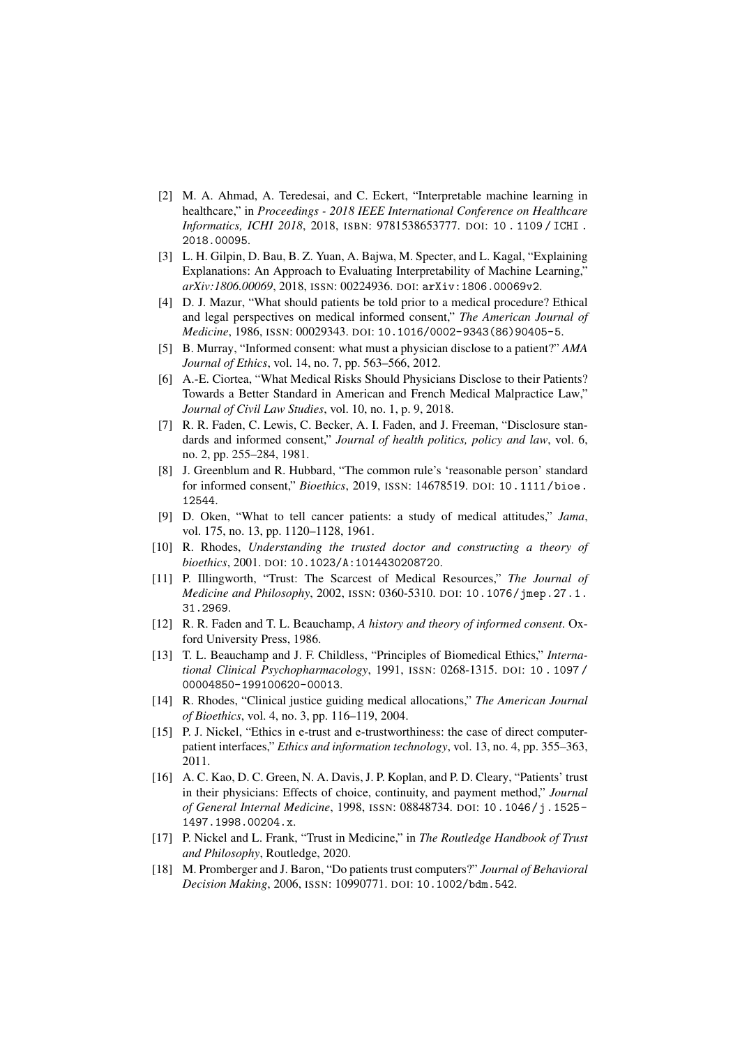[2] M. A. Ahmad, A. Teredesai, and C. Eckert, "Interpretable machine learning in healthcare," in *Proceedings - 2018 IEEE International Conference on Healthcare Informatics, ICHI 2018*, 2018, ISBN: 9781538653777. DOI: 10.1109/ICHI.2018.00095.

[3] L. H. Gilpin, D. Bau, B. Z. Yuan, A. Bajwa, M. Specter, and L. Kagal, "Explaining Explanations: An Approach to Evaluating Interpretability of Machine Learning," *arXiv:1806.00069*, 2018, ISSN: 00224936. DOI: arXiv:1806.00069v2.

[4] D. J. Mazur, "What should patients be told prior to a medical procedure? Ethical and legal perspectives on medical informed consent," *The American Journal of Medicine*, 1986, ISSN: 00029343. DOI: 10.1016/0002-9343(86)90405-5.

[5] B. Murray, "Informed consent: what must a physician disclose to a patient?" *AMA Journal of Ethics*, vol. 14, no. 7, pp. 563–566, 2012.

[6] A.-E. Ciortea, "What Medical Risks Should Physicians Disclose to their Patients? Towards a Better Standard in American and French Medical Malpractice Law," *Journal of Civil Law Studies*, vol. 10, no. 1, p. 9, 2018.

[7] R. R. Faden, C. Lewis, C. Becker, A. I. Faden, and J. Freeman, "Disclosure standards and informed consent," *Journal of health politics, policy and law*, vol. 6, no. 2, pp. 255–284, 1981.

[8] J. Greenblum and R. Hubbard, "The common rule's 'reasonable person' standard for informed consent," *Bioethics*, 2019, ISSN: 14678519. DOI: 10.1111/bioe.12544.

[9] D. Oken, "What to tell cancer patients: a study of medical attitudes," *Jama*, vol. 175, no. 13, pp. 1120–1128, 1961.

[10] R. Rhodes, *Understanding the trusted doctor and constructing a theory of bioethics*, 2001. DOI: 10.1023/A:1014430208720.

[11] P. Illingworth, "Trust: The Scarcest of Medical Resources," *The Journal of Medicine and Philosophy*, 2002, ISSN: 0360-5310. DOI: 10.1076/jmep.27.1.31.2969.

[12] R. R. Faden and T. L. Beauchamp, *A history and theory of informed consent*. Oxford University Press, 1986.

[13] T. L. Beauchamp and J. F. Childless, "Principles of Biomedical Ethics," *International Clinical Psychopharmacology*, 1991, ISSN: 0268-1315. DOI: 10.1097/00004850-199100620-00013.

[14] R. Rhodes, "Clinical justice guiding medical allocations," *The American Journal of Bioethics*, vol. 4, no. 3, pp. 116–119, 2004.

[15] P. J. Nickel, "Ethics in e-trust and e-trustworthiness: the case of direct computer-patient interfaces," *Ethics and information technology*, vol. 13, no. 4, pp. 355–363, 2011.

[16] A. C. Kao, D. C. Green, N. A. Davis, J. P. Koplan, and P. D. Cleary, "Patients' trust in their physicians: Effects of choice, continuity, and payment method," *Journal of General Internal Medicine*, 1998, ISSN: 08848734. DOI: 10.1046/j.1525-1497.1998.00204.x.

[17] P. Nickel and L. Frank, "Trust in Medicine," in *The Routledge Handbook of Trust and Philosophy*, Routledge, 2020.

[18] M. Promberger and J. Baron, "Do patients trust computers?" *Journal of Behavioral Decision Making*, 2006, ISSN: 10990771. DOI: 10.1002/bdm.542.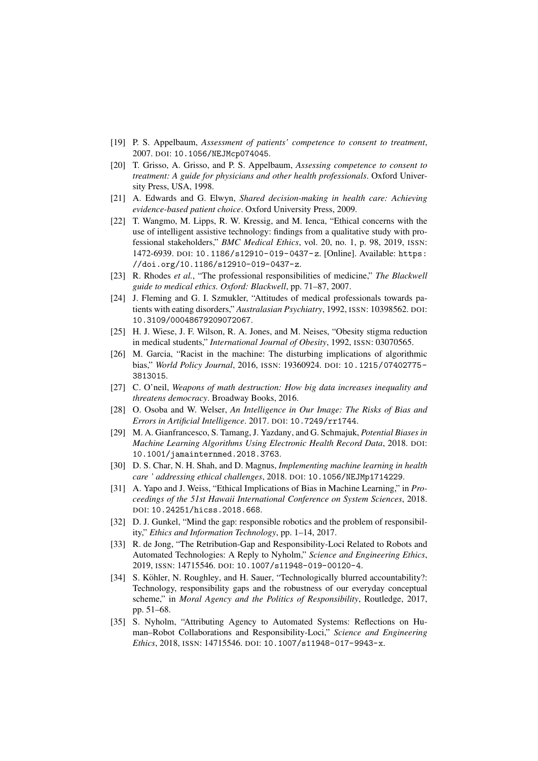[19] P. S. Appelbaum, *Assessment of patients' competence to consent to treatment*, 2007. DOI: 10.1056/NEJMcp074045.

[20] T. Grisso, A. Grisso, and P. S. Appelbaum, *Assessing competence to consent to treatment: A guide for physicians and other health professionals*. Oxford University Press, USA, 1998.

[21] A. Edwards and G. Elwyn, *Shared decision-making in health care: Achieving evidence-based patient choice*. Oxford University Press, 2009.

[22] T. Wangmo, M. Lipps, R. W. Kressig, and M. Ienca, "Ethical concerns with the use of intelligent assistive technology: findings from a qualitative study with professional stakeholders," *BMC Medical Ethics*, vol. 20, no. 1, p. 98, 2019, ISSN: 1472-6939. DOI: 10.1186/s12910-019-0437-z. [Online]. Available: https://doi.org/10.1186/s12910-019-0437-z.

[23] R. Rhodes *et al.*, "The professional responsibilities of medicine," *The Blackwell guide to medical ethics. Oxford: Blackwell*, pp. 71–87, 2007.

[24] J. Fleming and G. I. Szmukler, "Attitudes of medical professionals towards patients with eating disorders," *Australasian Psychiatry*, 1992, ISSN: 10398562. DOI: 10.3109/00048679209072067.

[25] H. J. Wiese, J. F. Wilson, R. A. Jones, and M. Neises, "Obesity stigma reduction in medical students," *International Journal of Obesity*, 1992, ISSN: 03070565.

[26] M. Garcia, "Racist in the machine: The disturbing implications of algorithmic bias," *World Policy Journal*, 2016, ISSN: 19360924. DOI: 10.1215/07402775-3813015.

[27] C. O'neil, *Weapons of math destruction: How big data increases inequality and threatens democracy*. Broadway Books, 2016.

[28] O. Osoba and W. Welser, *An Intelligence in Our Image: The Risks of Bias and Errors in Artificial Intelligence*. 2017. DOI: 10.7249/rr1744.

[29] M. A. Gianfrancesco, S. Tamang, J. Yazdany, and G. Schmajuk, *Potential Biases in Machine Learning Algorithms Using Electronic Health Record Data*, 2018. DOI: 10.1001/jamainternmed.2018.3763.

[30] D. S. Char, N. H. Shah, and D. Magnus, *Implementing machine learning in health care ' addressing ethical challenges*, 2018. DOI: 10.1056/NEJMp1714229.

[31] A. Yapo and J. Weiss, "Ethical Implications of Bias in Machine Learning," in *Proceedings of the 51st Hawaii International Conference on System Sciences*, 2018. DOI: 10.24251/hicss.2018.668.

[32] D. J. Gunkel, "Mind the gap: responsible robotics and the problem of responsibility," *Ethics and Information Technology*, pp. 1–14, 2017.

[33] R. de Jong, "The Retribution-Gap and Responsibility-Loci Related to Robots and Automated Technologies: A Reply to Nyholm," *Science and Engineering Ethics*, 2019, ISSN: 14715546. DOI: 10.1007/s11948-019-00120-4.

[34] S. Köhler, N. Roughley, and H. Sauer, "Technologically blurred accountability?: Technology, responsibility gaps and the robustness of our everyday conceptual scheme," in *Moral Agency and the Politics of Responsibility*, Routledge, 2017, pp. 51–68.

[35] S. Nyholm, "Attributing Agency to Automated Systems: Reflections on Human–Robot Collaborations and Responsibility-Loci," *Science and Engineering Ethics*, 2018, ISSN: 14715546. DOI: 10.1007/s11948-017-9943-x.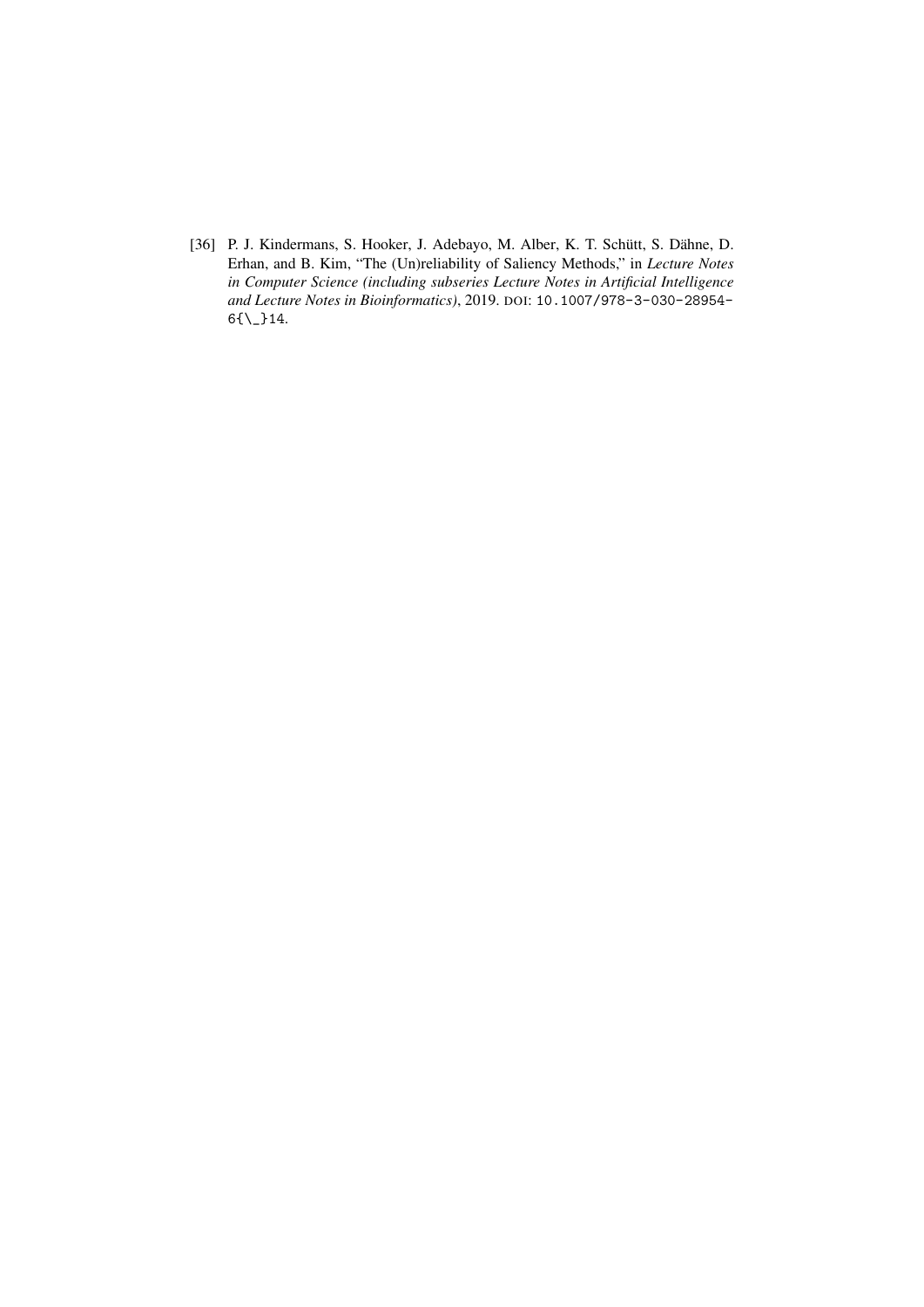[36] P. J. Kindermans, S. Hooker, J. Adebayo, M. Alber, K. T. Schütt, S. Dähne, D. Erhan, and B. Kim, "The (Un)reliability of Saliency Methods," in *Lecture Notes in Computer Science (including subseries Lecture Notes in Artificial Intelligence and Lecture Notes in Bioinformatics)*, 2019. DOI: `10.1007/978-3-030-28954-6{\_}14`.